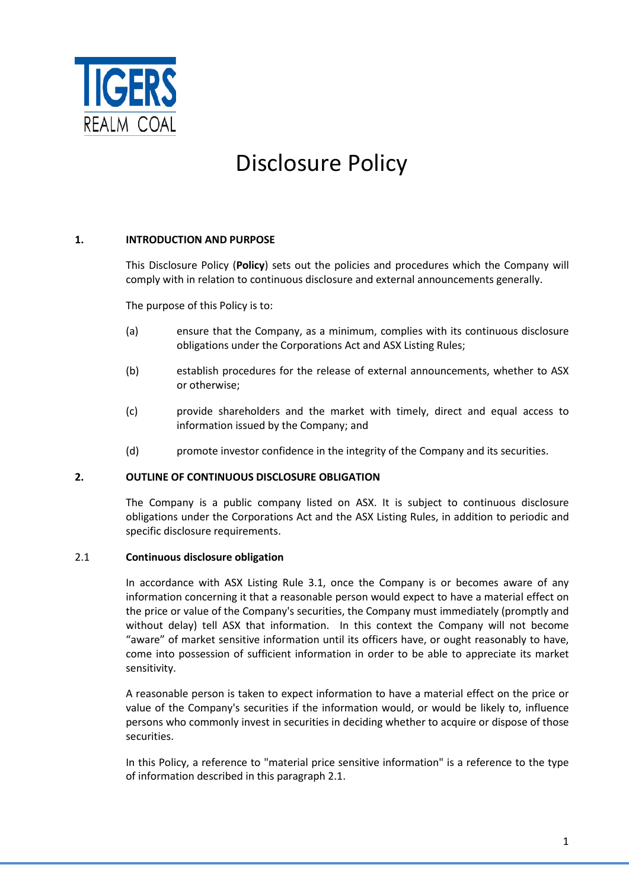TIGERS
REALM COAL

# Disclosure Policy

## 1. INTRODUCTION AND PURPOSE

This Disclosure Policy (**Policy**) sets out the policies and procedures which the Company will comply with in relation to continuous disclosure and external announcements generally.

The purpose of this Policy is to:

(a) ensure that the Company, as a minimum, complies with its continuous disclosure obligations under the Corporations Act and ASX Listing Rules;

(b) establish procedures for the release of external announcements, whether to ASX or otherwise;

(c) provide shareholders and the market with timely, direct and equal access to information issued by the Company; and

(d) promote investor confidence in the integrity of the Company and its securities.

## 2. OUTLINE OF CONTINUOUS DISCLOSURE OBLIGATION

The Company is a public company listed on ASX. It is subject to continuous disclosure obligations under the Corporations Act and the ASX Listing Rules, in addition to periodic and specific disclosure requirements.

### 2.1 Continuous disclosure obligation

In accordance with ASX Listing Rule 3.1, once the Company is or becomes aware of any information concerning it that a reasonable person would expect to have a material effect on the price or value of the Company's securities, the Company must immediately (promptly and without delay) tell ASX that information. In this context the Company will not become "aware" of market sensitive information until its officers have, or ought reasonably to have, come into possession of sufficient information in order to be able to appreciate its market sensitivity.

A reasonable person is taken to expect information to have a material effect on the price or value of the Company's securities if the information would, or would be likely to, influence persons who commonly invest in securities in deciding whether to acquire or dispose of those securities.

In this Policy, a reference to "material price sensitive information" is a reference to the type of information described in this paragraph 2.1.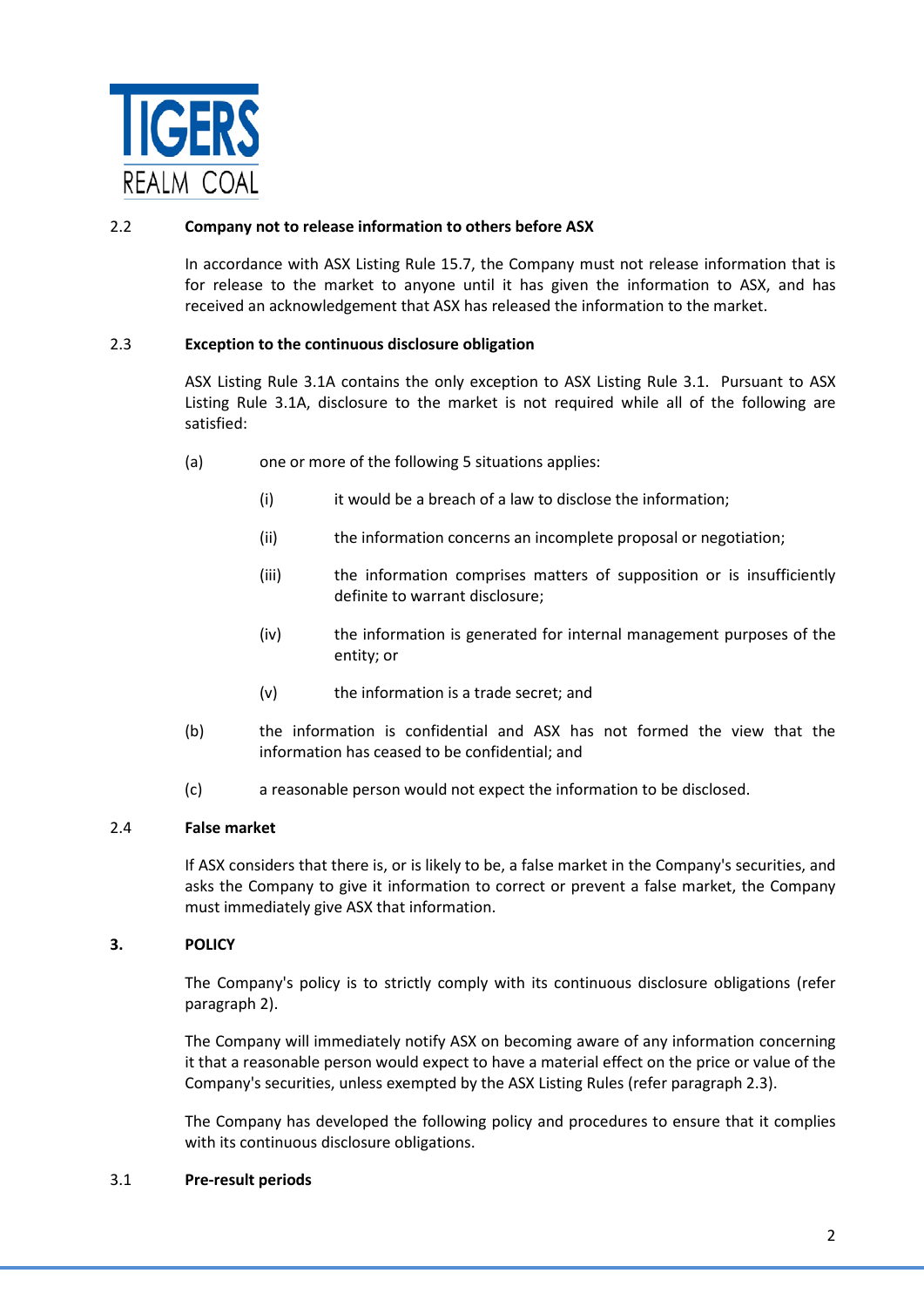### 2.2 Company not to release information to others before ASX

In accordance with ASX Listing Rule 15.7, the Company must not release information that is for release to the market to anyone until it has given the information to ASX, and has received an acknowledgement that ASX has released the information to the market.

### 2.3 Exception to the continuous disclosure obligation

ASX Listing Rule 3.1A contains the only exception to ASX Listing Rule 3.1. Pursuant to ASX Listing Rule 3.1A, disclosure to the market is not required while all of the following are satisfied:

(a) one or more of the following 5 situations applies:

(i) it would be a breach of a law to disclose the information;

(ii) the information concerns an incomplete proposal or negotiation;

(iii) the information comprises matters of supposition or is insufficiently definite to warrant disclosure;

(iv) the information is generated for internal management purposes of the entity; or

(v) the information is a trade secret; and

(b) the information is confidential and ASX has not formed the view that the information has ceased to be confidential; and

(c) a reasonable person would not expect the information to be disclosed.

### 2.4 False market

If ASX considers that there is, or is likely to be, a false market in the Company's securities, and asks the Company to give it information to correct or prevent a false market, the Company must immediately give ASX that information.

## 3. POLICY

The Company's policy is to strictly comply with its continuous disclosure obligations (refer paragraph 2).

The Company will immediately notify ASX on becoming aware of any information concerning it that a reasonable person would expect to have a material effect on the price or value of the Company's securities, unless exempted by the ASX Listing Rules (refer paragraph 2.3).

The Company has developed the following policy and procedures to ensure that it complies with its continuous disclosure obligations.

### 3.1 Pre-result periods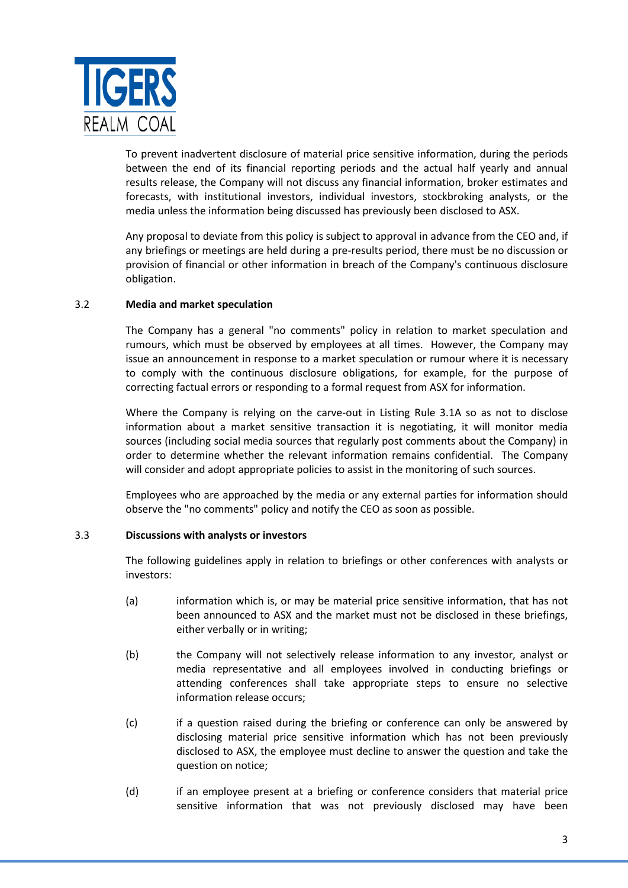To prevent inadvertent disclosure of material price sensitive information, during the periods between the end of its financial reporting periods and the actual half yearly and annual results release, the Company will not discuss any financial information, broker estimates and forecasts, with institutional investors, individual investors, stockbroking analysts, or the media unless the information being discussed has previously been disclosed to ASX.

Any proposal to deviate from this policy is subject to approval in advance from the CEO and, if any briefings or meetings are held during a pre-results period, there must be no discussion or provision of financial or other information in breach of the Company's continuous disclosure obligation.

### 3.2 Media and market speculation

The Company has a general "no comments" policy in relation to market speculation and rumours, which must be observed by employees at all times. However, the Company may issue an announcement in response to a market speculation or rumour where it is necessary to comply with the continuous disclosure obligations, for example, for the purpose of correcting factual errors or responding to a formal request from ASX for information.

Where the Company is relying on the carve-out in Listing Rule 3.1A so as not to disclose information about a market sensitive transaction it is negotiating, it will monitor media sources (including social media sources that regularly post comments about the Company) in order to determine whether the relevant information remains confidential. The Company will consider and adopt appropriate policies to assist in the monitoring of such sources.

Employees who are approached by the media or any external parties for information should observe the "no comments" policy and notify the CEO as soon as possible.

### 3.3 Discussions with analysts or investors

The following guidelines apply in relation to briefings or other conferences with analysts or investors:

(a) information which is, or may be material price sensitive information, that has not been announced to ASX and the market must not be disclosed in these briefings, either verbally or in writing;

(b) the Company will not selectively release information to any investor, analyst or media representative and all employees involved in conducting briefings or attending conferences shall take appropriate steps to ensure no selective information release occurs;

(c) if a question raised during the briefing or conference can only be answered by disclosing material price sensitive information which has not been previously disclosed to ASX, the employee must decline to answer the question and take the question on notice;

(d) if an employee present at a briefing or conference considers that material price sensitive information that was not previously disclosed may have been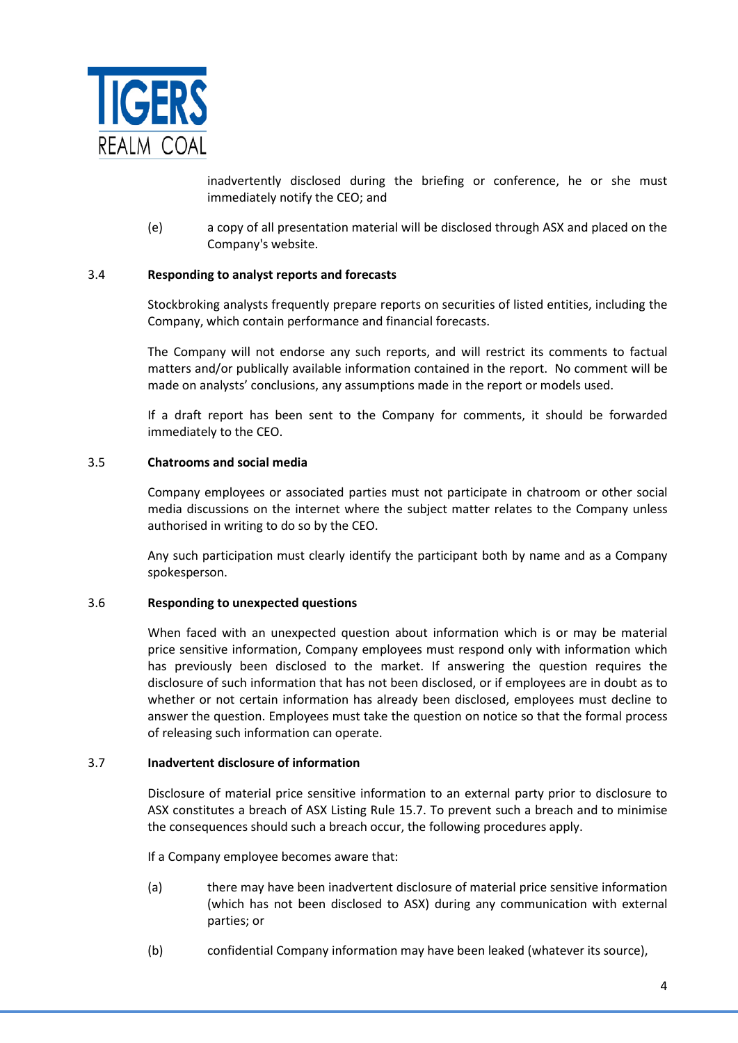inadvertently disclosed during the briefing or conference, he or she must immediately notify the CEO; and

(e) a copy of all presentation material will be disclosed through ASX and placed on the Company's website.

### 3.4 Responding to analyst reports and forecasts

Stockbroking analysts frequently prepare reports on securities of listed entities, including the Company, which contain performance and financial forecasts.

The Company will not endorse any such reports, and will restrict its comments to factual matters and/or publically available information contained in the report. No comment will be made on analysts' conclusions, any assumptions made in the report or models used.

If a draft report has been sent to the Company for comments, it should be forwarded immediately to the CEO.

### 3.5 Chatrooms and social media

Company employees or associated parties must not participate in chatroom or other social media discussions on the internet where the subject matter relates to the Company unless authorised in writing to do so by the CEO.

Any such participation must clearly identify the participant both by name and as a Company spokesperson.

### 3.6 Responding to unexpected questions

When faced with an unexpected question about information which is or may be material price sensitive information, Company employees must respond only with information which has previously been disclosed to the market. If answering the question requires the disclosure of such information that has not been disclosed, or if employees are in doubt as to whether or not certain information has already been disclosed, employees must decline to answer the question. Employees must take the question on notice so that the formal process of releasing such information can operate.

### 3.7 Inadvertent disclosure of information

Disclosure of material price sensitive information to an external party prior to disclosure to ASX constitutes a breach of ASX Listing Rule 15.7. To prevent such a breach and to minimise the consequences should such a breach occur, the following procedures apply.

If a Company employee becomes aware that:

(a) there may have been inadvertent disclosure of material price sensitive information (which has not been disclosed to ASX) during any communication with external parties; or

(b) confidential Company information may have been leaked (whatever its source),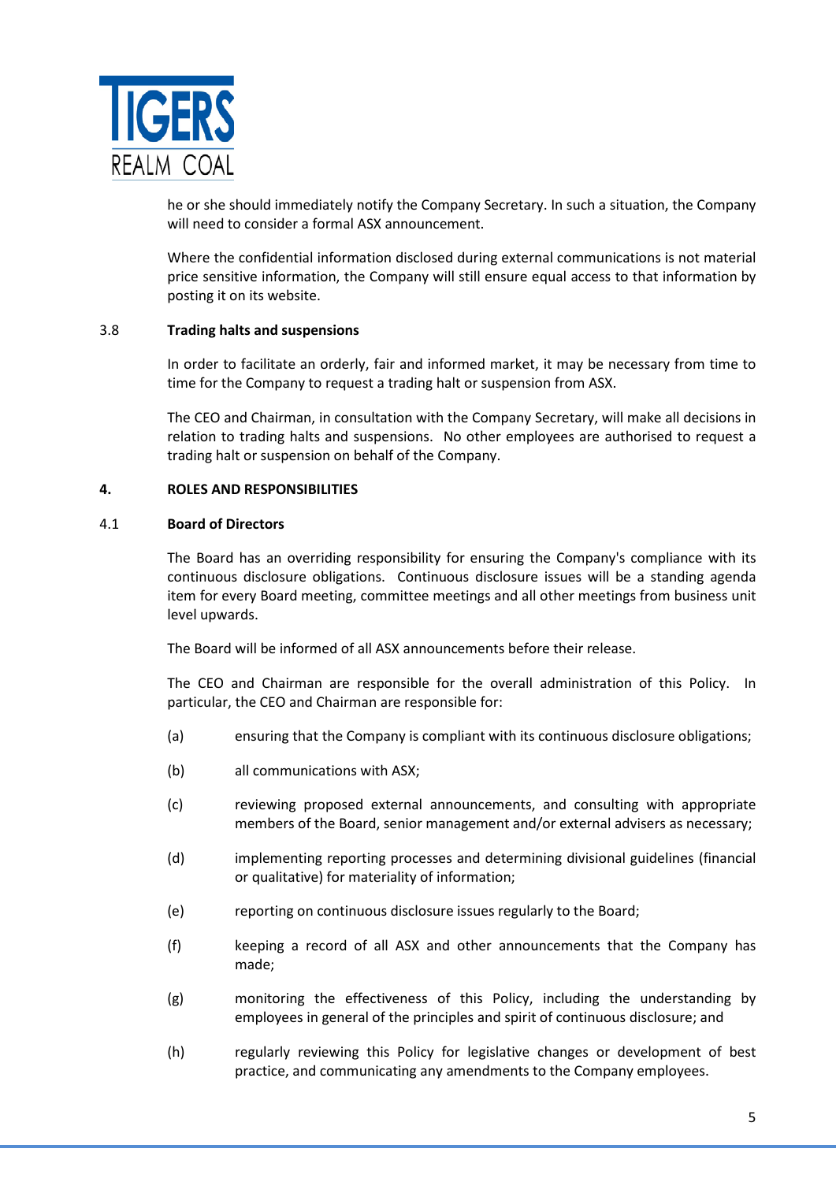he or she should immediately notify the Company Secretary. In such a situation, the Company will need to consider a formal ASX announcement.

Where the confidential information disclosed during external communications is not material price sensitive information, the Company will still ensure equal access to that information by posting it on its website.

### 3.8 Trading halts and suspensions

In order to facilitate an orderly, fair and informed market, it may be necessary from time to time for the Company to request a trading halt or suspension from ASX.

The CEO and Chairman, in consultation with the Company Secretary, will make all decisions in relation to trading halts and suspensions. No other employees are authorised to request a trading halt or suspension on behalf of the Company.

## 4. ROLES AND RESPONSIBILITIES

### 4.1 Board of Directors

The Board has an overriding responsibility for ensuring the Company's compliance with its continuous disclosure obligations. Continuous disclosure issues will be a standing agenda item for every Board meeting, committee meetings and all other meetings from business unit level upwards.

The Board will be informed of all ASX announcements before their release.

The CEO and Chairman are responsible for the overall administration of this Policy. In particular, the CEO and Chairman are responsible for:

(a) ensuring that the Company is compliant with its continuous disclosure obligations;

(b) all communications with ASX;

(c) reviewing proposed external announcements, and consulting with appropriate members of the Board, senior management and/or external advisers as necessary;

(d) implementing reporting processes and determining divisional guidelines (financial or qualitative) for materiality of information;

(e) reporting on continuous disclosure issues regularly to the Board;

(f) keeping a record of all ASX and other announcements that the Company has made;

(g) monitoring the effectiveness of this Policy, including the understanding by employees in general of the principles and spirit of continuous disclosure; and

(h) regularly reviewing this Policy for legislative changes or development of best practice, and communicating any amendments to the Company employees.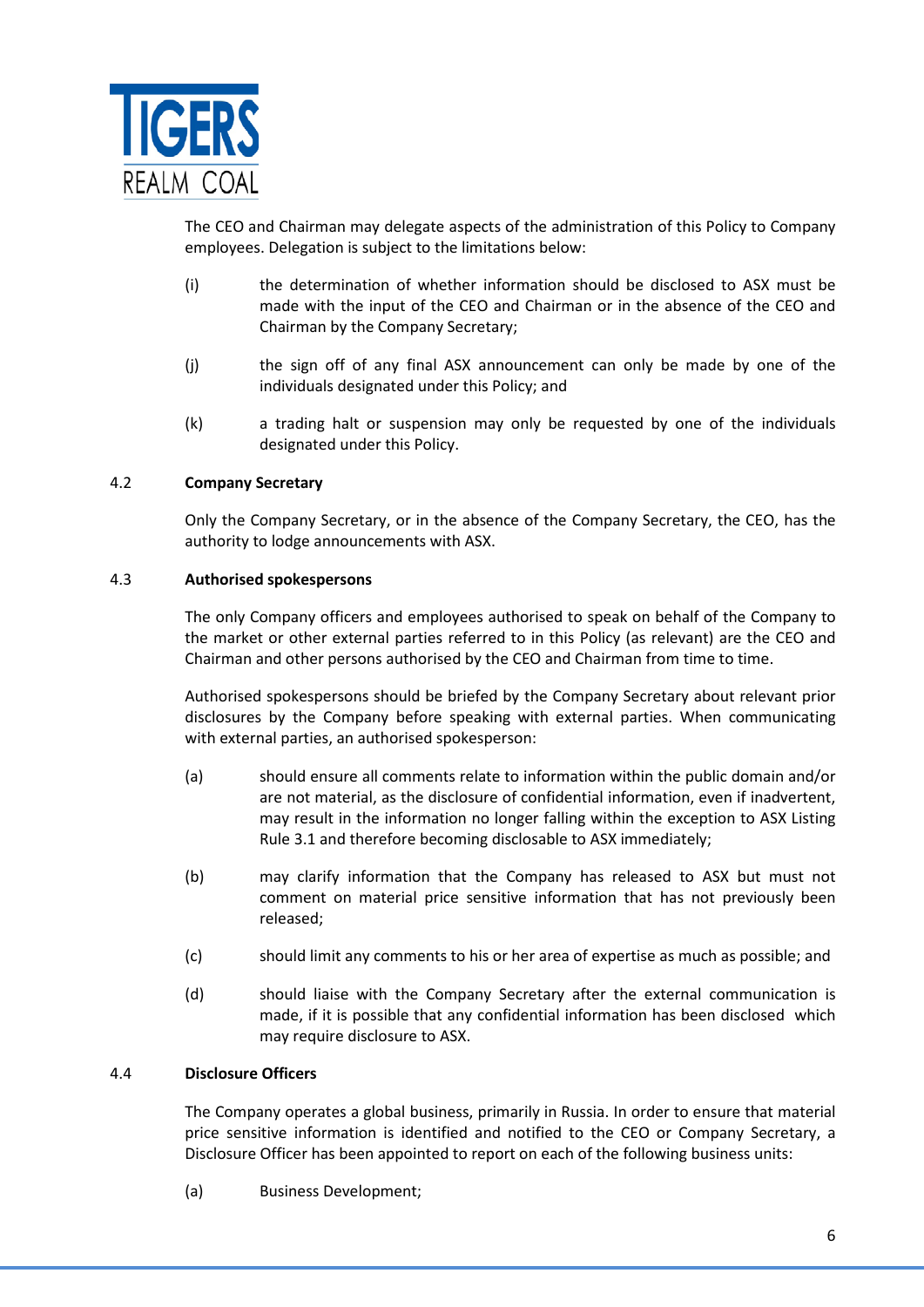The CEO and Chairman may delegate aspects of the administration of this Policy to Company employees. Delegation is subject to the limitations below:

(i) the determination of whether information should be disclosed to ASX must be made with the input of the CEO and Chairman or in the absence of the CEO and Chairman by the Company Secretary;

(j) the sign off of any final ASX announcement can only be made by one of the individuals designated under this Policy; and

(k) a trading halt or suspension may only be requested by one of the individuals designated under this Policy.

### 4.2 Company Secretary

Only the Company Secretary, or in the absence of the Company Secretary, the CEO, has the authority to lodge announcements with ASX.

### 4.3 Authorised spokespersons

The only Company officers and employees authorised to speak on behalf of the Company to the market or other external parties referred to in this Policy (as relevant) are the CEO and Chairman and other persons authorised by the CEO and Chairman from time to time.

Authorised spokespersons should be briefed by the Company Secretary about relevant prior disclosures by the Company before speaking with external parties. When communicating with external parties, an authorised spokesperson:

(a) should ensure all comments relate to information within the public domain and/or are not material, as the disclosure of confidential information, even if inadvertent, may result in the information no longer falling within the exception to ASX Listing Rule 3.1 and therefore becoming disclosable to ASX immediately;

(b) may clarify information that the Company has released to ASX but must not comment on material price sensitive information that has not previously been released;

(c) should limit any comments to his or her area of expertise as much as possible; and

(d) should liaise with the Company Secretary after the external communication is made, if it is possible that any confidential information has been disclosed which may require disclosure to ASX.

### 4.4 Disclosure Officers

The Company operates a global business, primarily in Russia. In order to ensure that material price sensitive information is identified and notified to the CEO or Company Secretary, a Disclosure Officer has been appointed to report on each of the following business units:

(a) Business Development;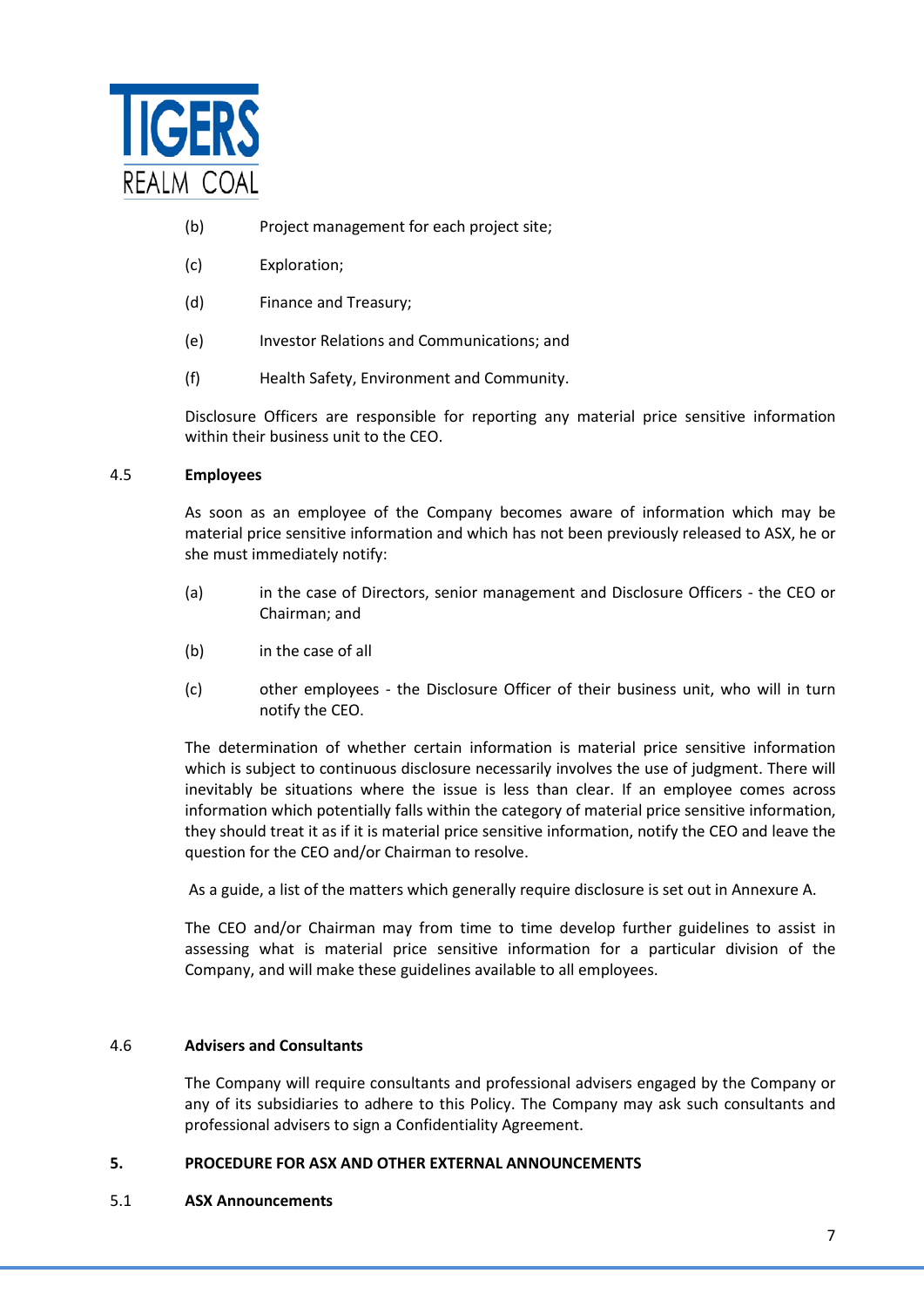(b) Project management for each project site;

(c) Exploration;

(d) Finance and Treasury;

(e) Investor Relations and Communications; and

(f) Health Safety, Environment and Community.

Disclosure Officers are responsible for reporting any material price sensitive information within their business unit to the CEO.

### 4.5 Employees

As soon as an employee of the Company becomes aware of information which may be material price sensitive information and which has not been previously released to ASX, he or she must immediately notify:

(a) in the case of Directors, senior management and Disclosure Officers - the CEO or Chairman; and

(b) in the case of all

(c) other employees - the Disclosure Officer of their business unit, who will in turn notify the CEO.

The determination of whether certain information is material price sensitive information which is subject to continuous disclosure necessarily involves the use of judgment. There will inevitably be situations where the issue is less than clear. If an employee comes across information which potentially falls within the category of material price sensitive information, they should treat it as if it is material price sensitive information, notify the CEO and leave the question for the CEO and/or Chairman to resolve.

As a guide, a list of the matters which generally require disclosure is set out in Annexure A.

The CEO and/or Chairman may from time to time develop further guidelines to assist in assessing what is material price sensitive information for a particular division of the Company, and will make these guidelines available to all employees.

### 4.6 Advisers and Consultants

The Company will require consultants and professional advisers engaged by the Company or any of its subsidiaries to adhere to this Policy. The Company may ask such consultants and professional advisers to sign a Confidentiality Agreement.

## 5. PROCEDURE FOR ASX AND OTHER EXTERNAL ANNOUNCEMENTS

### 5.1 ASX Announcements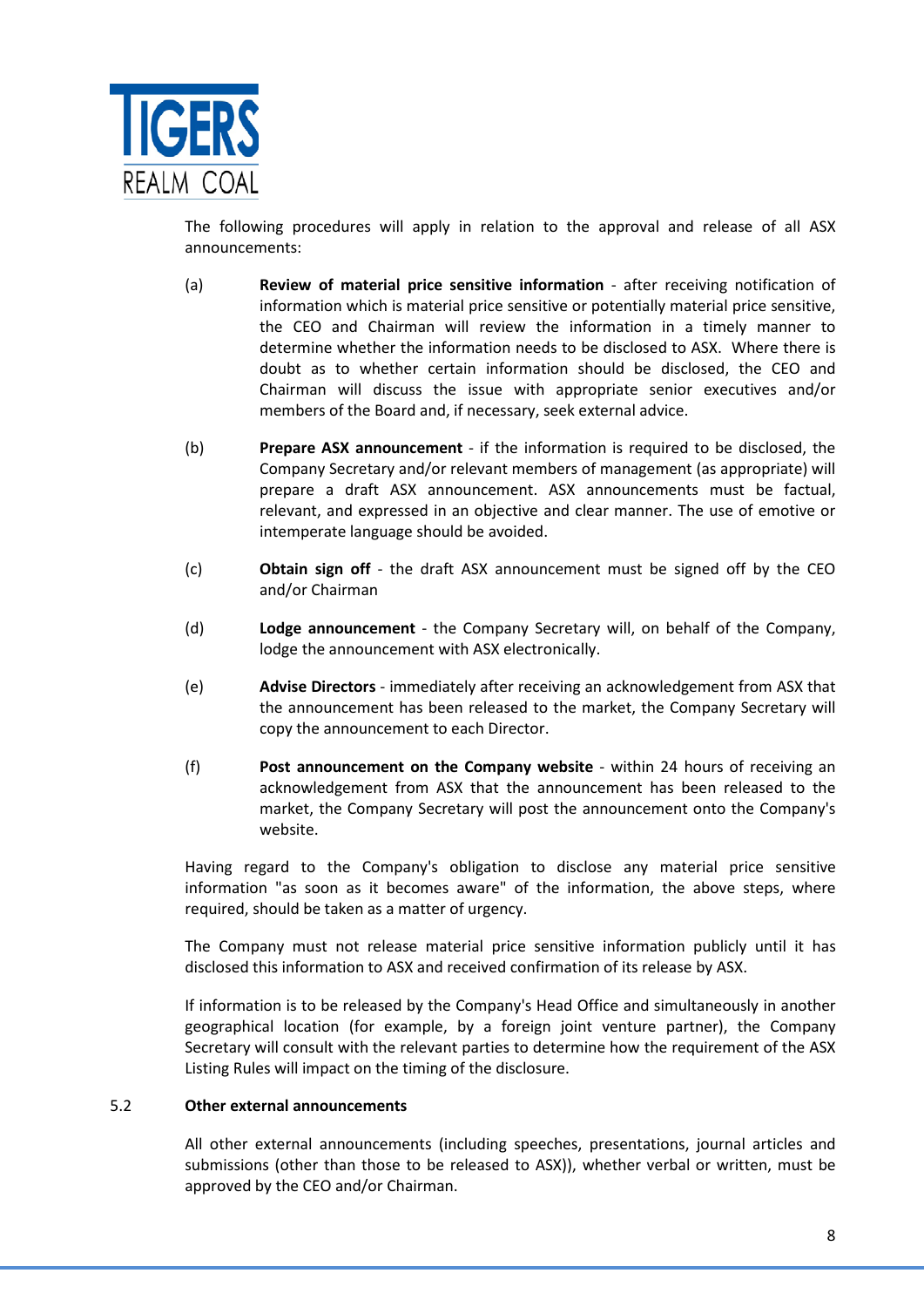The following procedures will apply in relation to the approval and release of all ASX announcements:

(a) **Review of material price sensitive information** - after receiving notification of information which is material price sensitive or potentially material price sensitive, the CEO and Chairman will review the information in a timely manner to determine whether the information needs to be disclosed to ASX. Where there is doubt as to whether certain information should be disclosed, the CEO and Chairman will discuss the issue with appropriate senior executives and/or members of the Board and, if necessary, seek external advice.

(b) **Prepare ASX announcement** - if the information is required to be disclosed, the Company Secretary and/or relevant members of management (as appropriate) will prepare a draft ASX announcement. ASX announcements must be factual, relevant, and expressed in an objective and clear manner. The use of emotive or intemperate language should be avoided.

(c) **Obtain sign off** - the draft ASX announcement must be signed off by the CEO and/or Chairman

(d) **Lodge announcement** - the Company Secretary will, on behalf of the Company, lodge the announcement with ASX electronically.

(e) **Advise Directors** - immediately after receiving an acknowledgement from ASX that the announcement has been released to the market, the Company Secretary will copy the announcement to each Director.

(f) **Post announcement on the Company website** - within 24 hours of receiving an acknowledgement from ASX that the announcement has been released to the market, the Company Secretary will post the announcement onto the Company's website.

Having regard to the Company's obligation to disclose any material price sensitive information "as soon as it becomes aware" of the information, the above steps, where required, should be taken as a matter of urgency.

The Company must not release material price sensitive information publicly until it has disclosed this information to ASX and received confirmation of its release by ASX.

If information is to be released by the Company's Head Office and simultaneously in another geographical location (for example, by a foreign joint venture partner), the Company Secretary will consult with the relevant parties to determine how the requirement of the ASX Listing Rules will impact on the timing of the disclosure.

### 5.2 Other external announcements

All other external announcements (including speeches, presentations, journal articles and submissions (other than those to be released to ASX)), whether verbal or written, must be approved by the CEO and/or Chairman.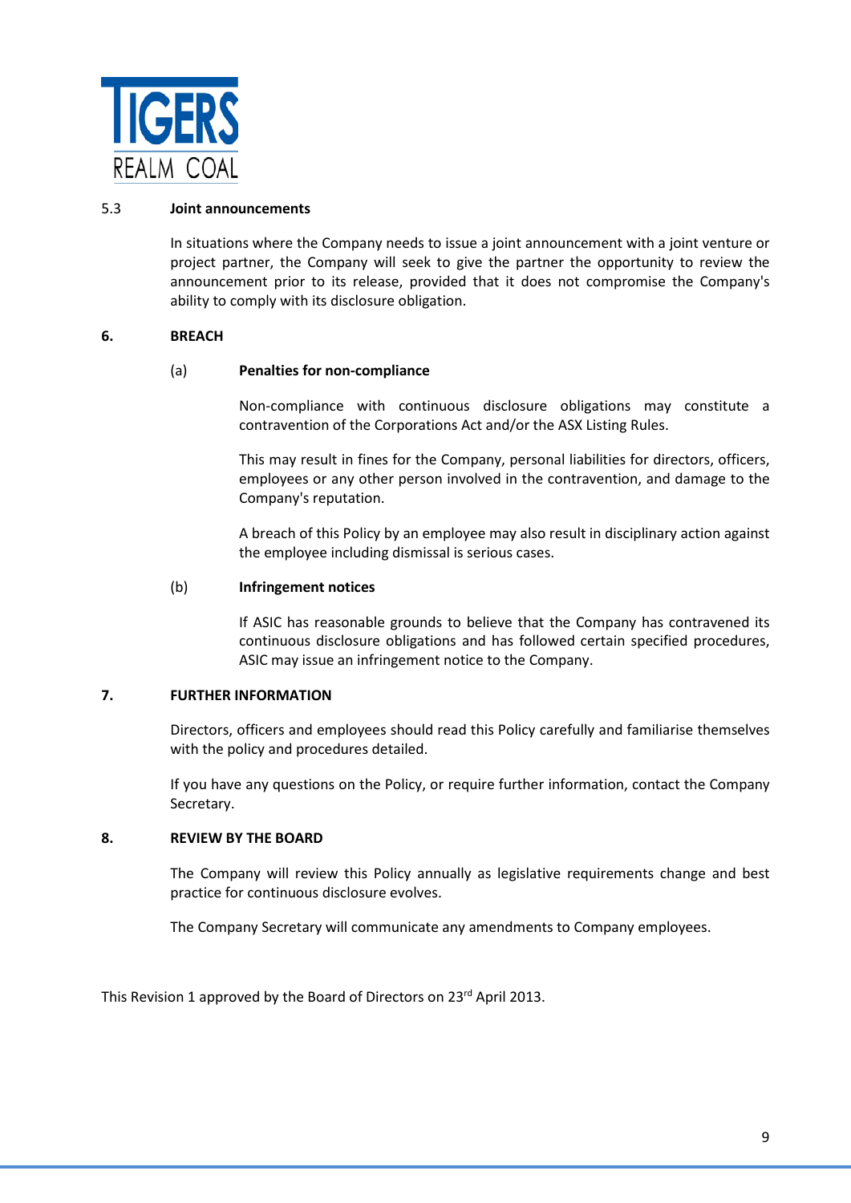### 5.3 Joint announcements

In situations where the Company needs to issue a joint announcement with a joint venture or project partner, the Company will seek to give the partner the opportunity to review the announcement prior to its release, provided that it does not compromise the Company's ability to comply with its disclosure obligation.

## 6. BREACH

### (a) Penalties for non-compliance

Non-compliance with continuous disclosure obligations may constitute a contravention of the Corporations Act and/or the ASX Listing Rules.

This may result in fines for the Company, personal liabilities for directors, officers, employees or any other person involved in the contravention, and damage to the Company's reputation.

A breach of this Policy by an employee may also result in disciplinary action against the employee including dismissal is serious cases.

### (b) Infringement notices

If ASIC has reasonable grounds to believe that the Company has contravened its continuous disclosure obligations and has followed certain specified procedures, ASIC may issue an infringement notice to the Company.

## 7. FURTHER INFORMATION

Directors, officers and employees should read this Policy carefully and familiarise themselves with the policy and procedures detailed.

If you have any questions on the Policy, or require further information, contact the Company Secretary.

## 8. REVIEW BY THE BOARD

The Company will review this Policy annually as legislative requirements change and best practice for continuous disclosure evolves.

The Company Secretary will communicate any amendments to Company employees.

This Revision 1 approved by the Board of Directors on 23rd April 2013.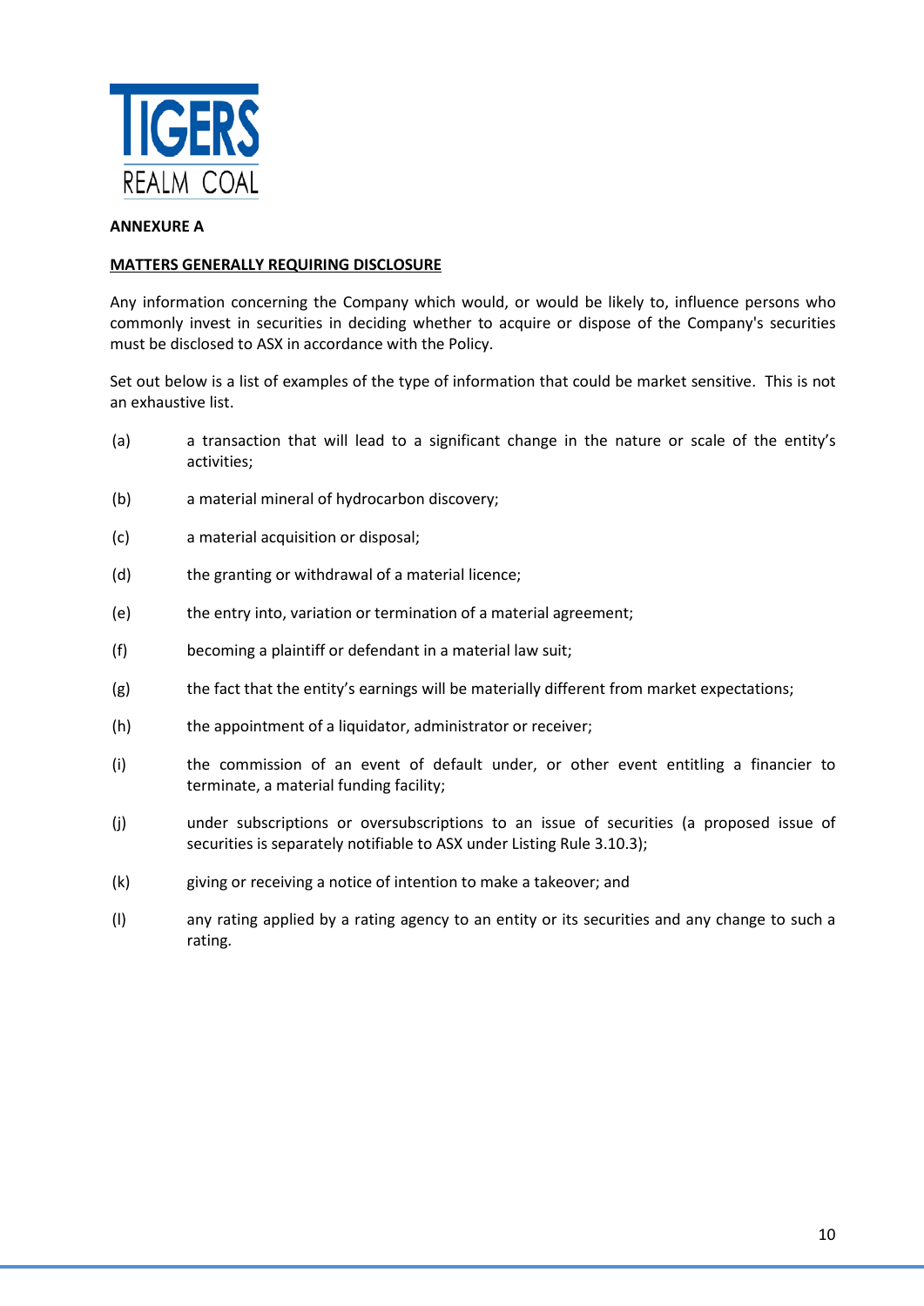**ANNEXURE A**

**MATTERS GENERALLY REQUIRING DISCLOSURE**

Any information concerning the Company which would, or would be likely to, influence persons who commonly invest in securities in deciding whether to acquire or dispose of the Company's securities must be disclosed to ASX in accordance with the Policy.

Set out below is a list of examples of the type of information that could be market sensitive. This is not an exhaustive list.

(a) a transaction that will lead to a significant change in the nature or scale of the entity's activities;

(b) a material mineral of hydrocarbon discovery;

(c) a material acquisition or disposal;

(d) the granting or withdrawal of a material licence;

(e) the entry into, variation or termination of a material agreement;

(f) becoming a plaintiff or defendant in a material law suit;

(g) the fact that the entity's earnings will be materially different from market expectations;

(h) the appointment of a liquidator, administrator or receiver;

(i) the commission of an event of default under, or other event entitling a financier to terminate, a material funding facility;

(j) under subscriptions or oversubscriptions to an issue of securities (a proposed issue of securities is separately notifiable to ASX under Listing Rule 3.10.3);

(k) giving or receiving a notice of intention to make a takeover; and

(l) any rating applied by a rating agency to an entity or its securities and any change to such a rating.